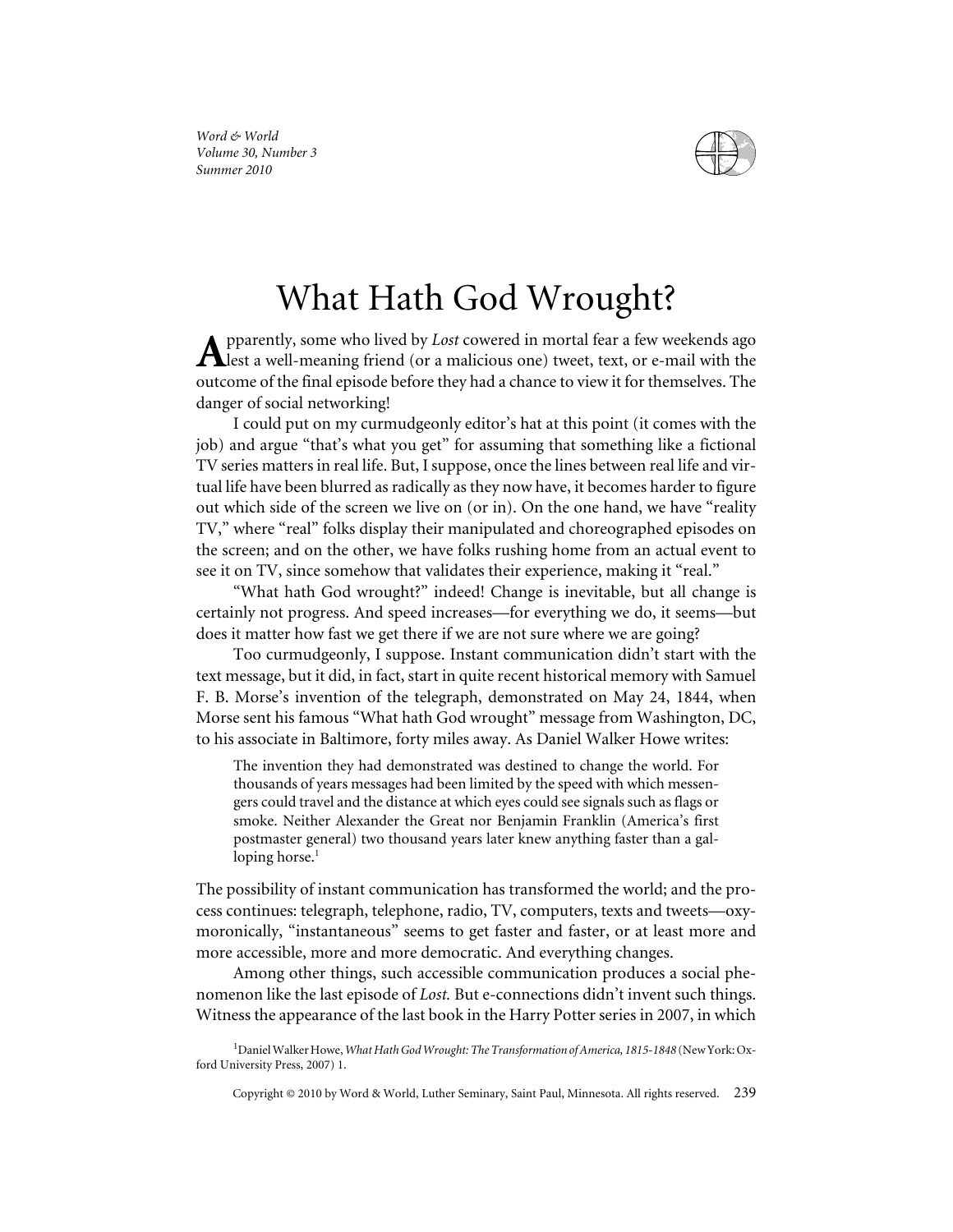# What Hath God Wrought?

Apparently, some who lived by *Lost* cowered in mortal fear a few weekends ago lest a well-meaning friend (or a malicious one) tweet, text, or e-mail with the outcome of the final episode before they had a chance to view it for themselves. The danger of social networking!

I could put on my curmudgeonly editor's hat at this point (it comes with the job) and argue "that's what you get" for assuming that something like a fictional TV series matters in real life. But, I suppose, once the lines between real life and virtual life have been blurred as radically as they now have, it becomes harder to figure out which side of the screen we live on (or in). On the one hand, we have "reality TV," where "real" folks display their manipulated and choreographed episodes on the screen; and on the other, we have folks rushing home from an actual event to see it on TV, since somehow that validates their experience, making it "real."

"What hath God wrought?" indeed! Change is inevitable, but all change is certainly not progress. And speed increases—for everything we do, it seems—but does it matter how fast we get there if we are not sure where we are going?

Too curmudgeonly, I suppose. Instant communication didn't start with the text message, but it did, in fact, start in quite recent historical memory with Samuel F. B. Morse's invention of the telegraph, demonstrated on May 24, 1844, when Morse sent his famous "What hath God wrought" message from Washington, DC, to his associate in Baltimore, forty miles away. As Daniel Walker Howe writes:

> The invention they had demonstrated was destined to change the world. For thousands of years messages had been limited by the speed with which messengers could travel and the distance at which eyes could see signals such as flags or smoke. Neither Alexander the Great nor Benjamin Franklin (America's first postmaster general) two thousand years later knew anything faster than a galloping horse.[1]

The possibility of instant communication has transformed the world; and the process continues: telegraph, telephone, radio, TV, computers, texts and tweets—oxymoronically, "instantaneous" seems to get faster and faster, or at least more and more accessible, more and more democratic. And everything changes.

Among other things, such accessible communication produces a social phenomenon like the last episode of *Lost.* But e-connections didn't invent such things. Witness the appearance of the last book in the Harry Potter series in 2007, in which

[1] Daniel Walker Howe, *What Hath God Wrought: The Transformation of America, 1815-1848* (New York: Oxford University Press, 2007) 1.

Copyright © 2010 by Word & World, Luther Seminary, Saint Paul, Minnesota. All rights reserved.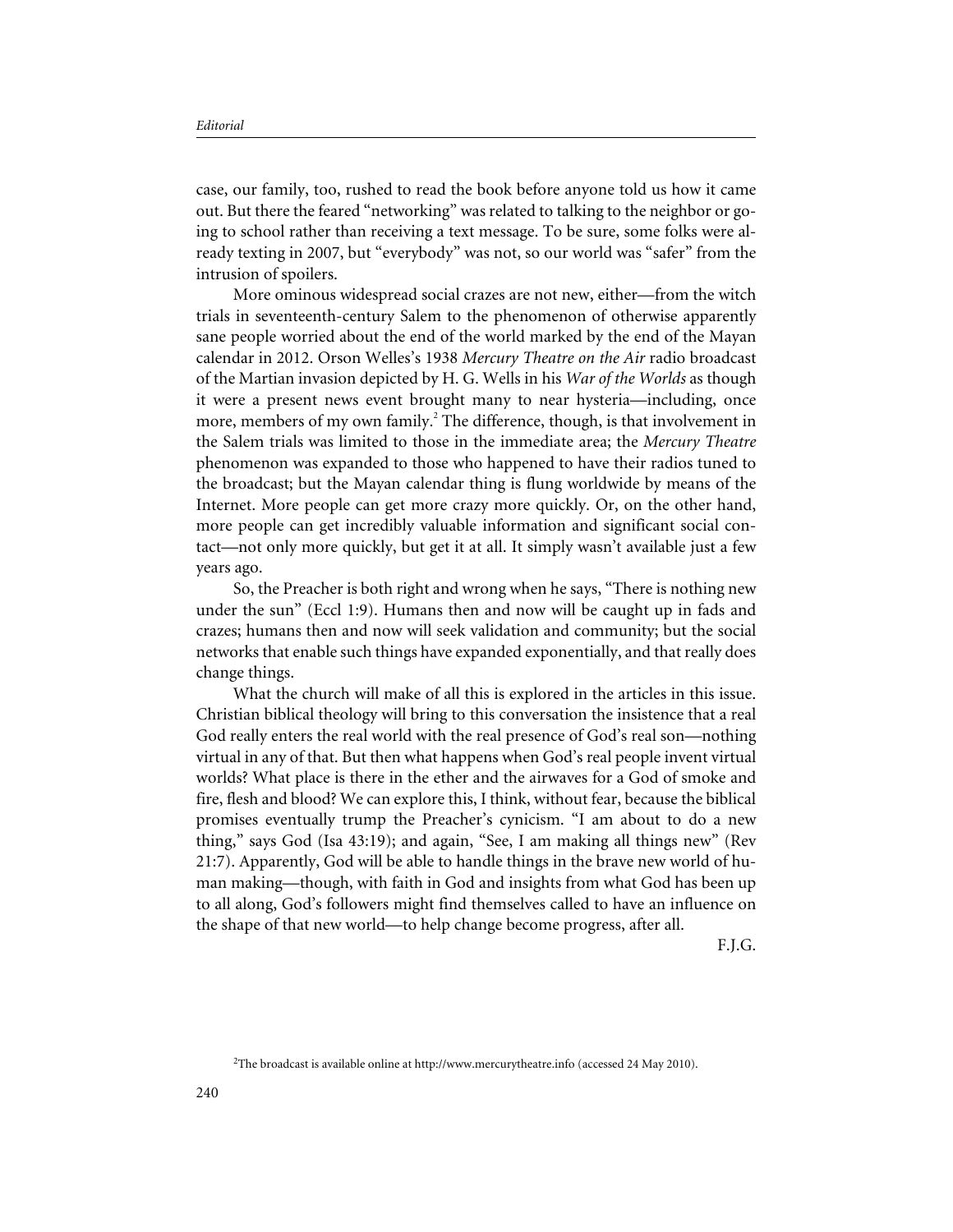case, our family, too, rushed to read the book before anyone told us how it came out. But there the feared "networking" was related to talking to the neighbor or going to school rather than receiving a text message. To be sure, some folks were already texting in 2007, but "everybody" was not, so our world was "safer" from the intrusion of spoilers.

More ominous widespread social crazes are not new, either—from the witch trials in seventeenth-century Salem to the phenomenon of otherwise apparently sane people worried about the end of the world marked by the end of the Mayan calendar in 2012. Orson Welles's 1938 *Mercury Theatre on the Air* radio broadcast of the Martian invasion depicted by H. G. Wells in his *War of the Worlds* as though it were a present news event brought many to near hysteria—including, once more, members of my own family.[2] The difference, though, is that involvement in the Salem trials was limited to those in the immediate area; the *Mercury Theatre* phenomenon was expanded to those who happened to have their radios tuned to the broadcast; but the Mayan calendar thing is flung worldwide by means of the Internet. More people can get more crazy more quickly. Or, on the other hand, more people can get incredibly valuable information and significant social contact—not only more quickly, but get it at all. It simply wasn't available just a few years ago.

So, the Preacher is both right and wrong when he says, "There is nothing new under the sun" (Eccl 1:9). Humans then and now will be caught up in fads and crazes; humans then and now will seek validation and community; but the social networks that enable such things have expanded exponentially, and that really does change things.

What the church will make of all this is explored in the articles in this issue. Christian biblical theology will bring to this conversation the insistence that a real God really enters the real world with the real presence of God's real son—nothing virtual in any of that. But then what happens when God's real people invent virtual worlds? What place is there in the ether and the airwaves for a God of smoke and fire, flesh and blood? We can explore this, I think, without fear, because the biblical promises eventually trump the Preacher's cynicism. "I am about to do a new thing," says God (Isa 43:19); and again, "See, I am making all things new" (Rev 21:7). Apparently, God will be able to handle things in the brave new world of human making—though, with faith in God and insights from what God has been up to all along, God's followers might find themselves called to have an influence on the shape of that new world—to help change become progress, after all.

F.J.G.

[2] The broadcast is available online at http://www.mercurytheatre.info (accessed 24 May 2010).